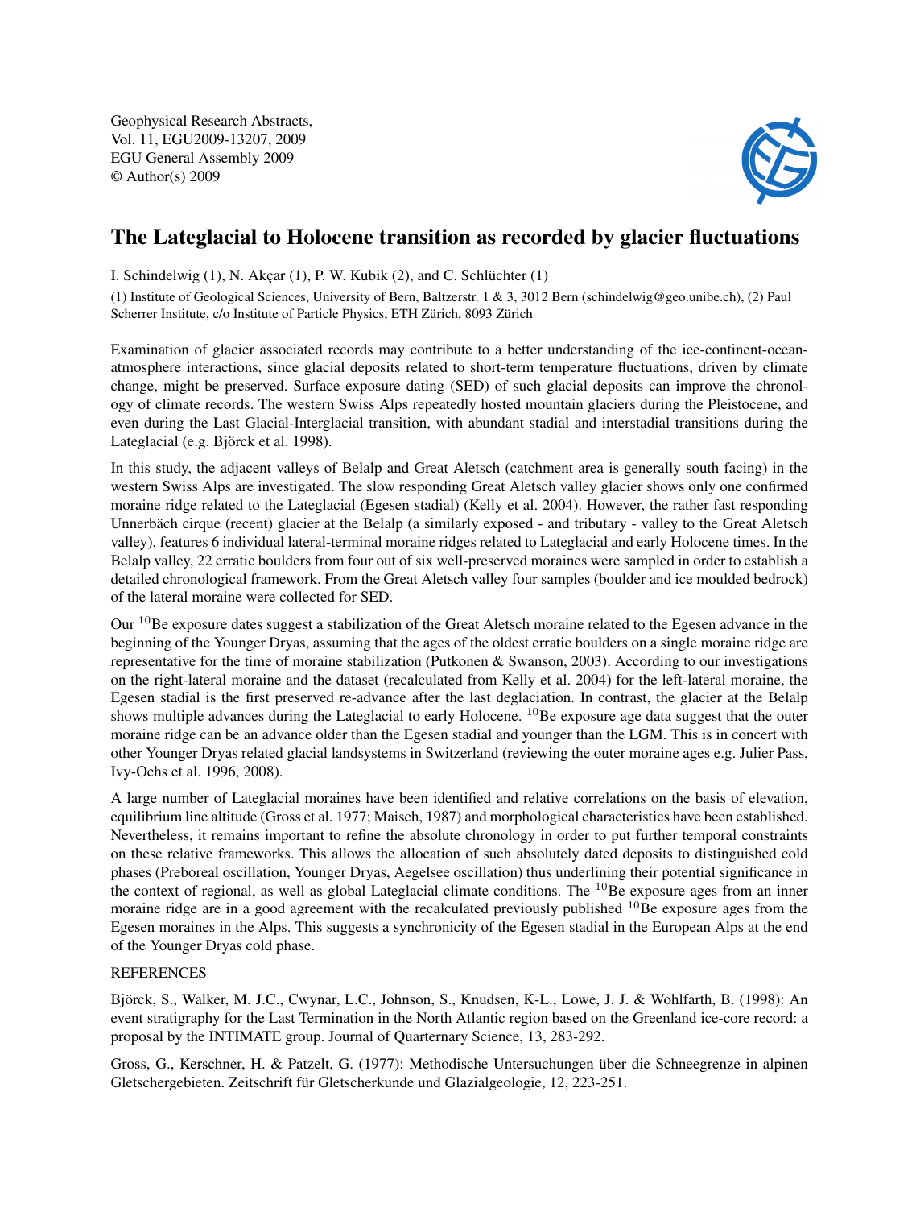Geophysical Research Abstracts,
Vol. 11, EGU2009-13207, 2009
EGU General Assembly 2009
© Author(s) 2009

# The Lateglacial to Holocene transition as recorded by glacier fluctuations

I. Schindelwig (1), N. Akçar (1), P. W. Kubik (2), and C. Schlüchter (1)

(1) Institute of Geological Sciences, University of Bern, Baltzerstr. 1 & 3, 3012 Bern (schindelwig@geo.unibe.ch), (2) Paul Scherrer Institute, c/o Institute of Particle Physics, ETH Zürich, 8093 Zürich

Examination of glacier associated records may contribute to a better understanding of the ice-continent-ocean-atmosphere interactions, since glacial deposits related to short-term temperature fluctuations, driven by climate change, might be preserved. Surface exposure dating (SED) of such glacial deposits can improve the chronology of climate records. The western Swiss Alps repeatedly hosted mountain glaciers during the Pleistocene, and even during the Last Glacial-Interglacial transition, with abundant stadial and interstadial transitions during the Lateglacial (e.g. Björck et al. 1998).

In this study, the adjacent valleys of Belalp and Great Aletsch (catchment area is generally south facing) in the western Swiss Alps are investigated. The slow responding Great Aletsch valley glacier shows only one confirmed moraine ridge related to the Lateglacial (Egesen stadial) (Kelly et al. 2004). However, the rather fast responding Unnerbäch cirque (recent) glacier at the Belalp (a similarly exposed - and tributary - valley to the Great Aletsch valley), features 6 individual lateral-terminal moraine ridges related to Lateglacial and early Holocene times. In the Belalp valley, 22 erratic boulders from four out of six well-preserved moraines were sampled in order to establish a detailed chronological framework. From the Great Aletsch valley four samples (boulder and ice moulded bedrock) of the lateral moraine were collected for SED.

Our $^{10}$Be exposure dates suggest a stabilization of the Great Aletsch moraine related to the Egesen advance in the beginning of the Younger Dryas, assuming that the ages of the oldest erratic boulders on a single moraine ridge are representative for the time of moraine stabilization (Putkonen & Swanson, 2003). According to our investigations on the right-lateral moraine and the dataset (recalculated from Kelly et al. 2004) for the left-lateral moraine, the Egesen stadial is the first preserved re-advance after the last deglaciation. In contrast, the glacier at the Belalp shows multiple advances during the Lateglacial to early Holocene. $^{10}$Be exposure age data suggest that the outer moraine ridge can be an advance older than the Egesen stadial and younger than the LGM. This is in concert with other Younger Dryas related glacial landsystems in Switzerland (reviewing the outer moraine ages e.g. Julier Pass, Ivy-Ochs et al. 1996, 2008).

A large number of Lateglacial moraines have been identified and relative correlations on the basis of elevation, equilibrium line altitude (Gross et al. 1977; Maisch, 1987) and morphological characteristics have been established. Nevertheless, it remains important to refine the absolute chronology in order to put further temporal constraints on these relative frameworks. This allows the allocation of such absolutely dated deposits to distinguished cold phases (Preboreal oscillation, Younger Dryas, Aegelsee oscillation) thus underlining their potential significance in the context of regional, as well as global Lateglacial climate conditions. The $^{10}$Be exposure ages from an inner moraine ridge are in a good agreement with the recalculated previously published $^{10}$Be exposure ages from the Egesen moraines in the Alps. This suggests a synchronicity of the Egesen stadial in the European Alps at the end of the Younger Dryas cold phase.

REFERENCES

Björck, S., Walker, M. J.C., Cwynar, L.C., Johnson, S., Knudsen, K-L., Lowe, J. J. & Wohlfarth, B. (1998): An event stratigraphy for the Last Termination in the North Atlantic region based on the Greenland ice-core record: a proposal by the INTIMATE group. Journal of Quarternary Science, 13, 283-292.

Gross, G., Kerschner, H. & Patzelt, G. (1977): Methodische Untersuchungen über die Schneegrenze in alpinen Gletschergebieten. Zeitschrift für Gletscherkunde und Glazialgeologie, 12, 223-251.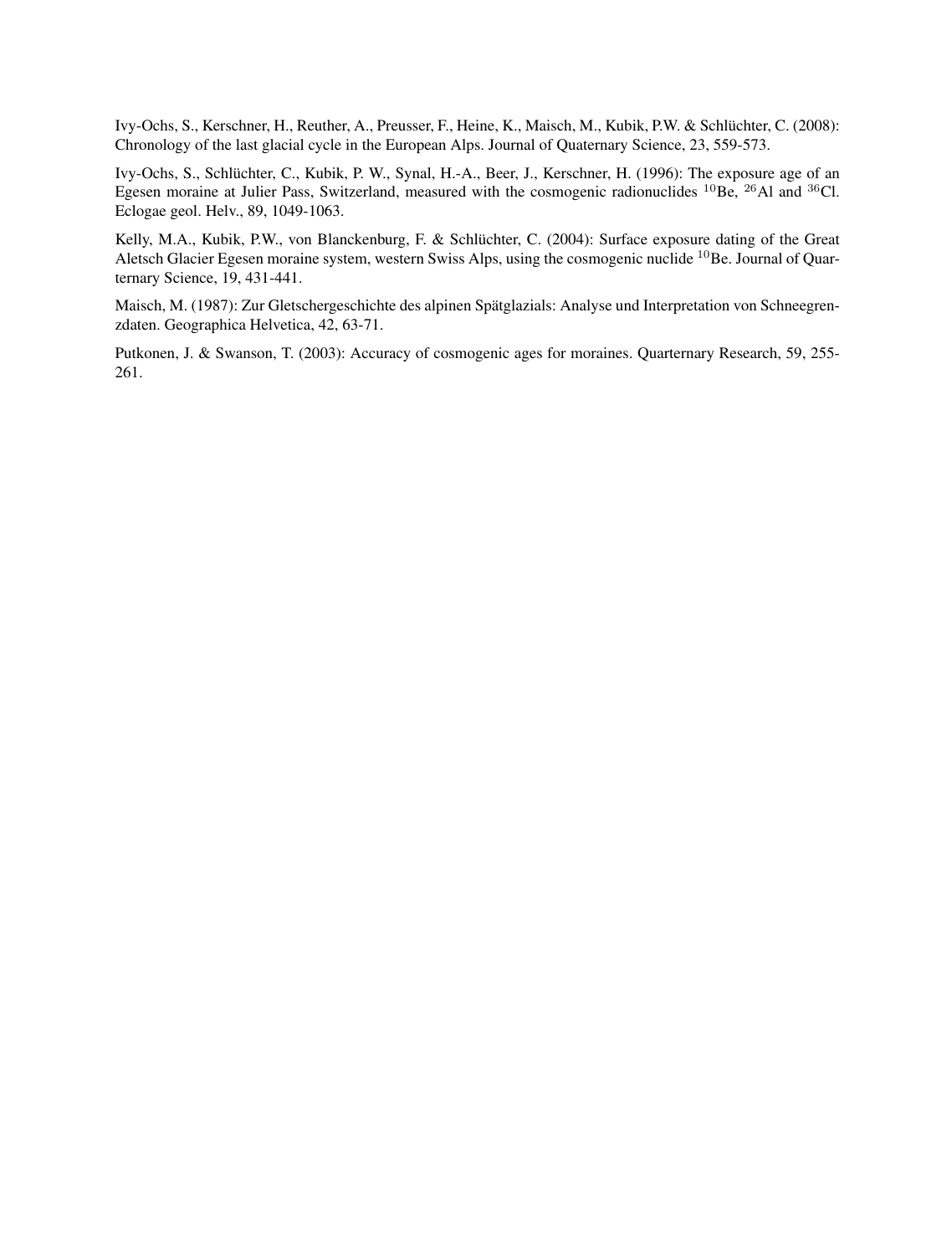Ivy-Ochs, S., Kerschner, H., Reuther, A., Preusser, F., Heine, K., Maisch, M., Kubik, P.W. & Schlüchter, C. (2008): Chronology of the last glacial cycle in the European Alps. Journal of Quaternary Science, 23, 559-573.

Ivy-Ochs, S., Schlüchter, C., Kubik, P. W., Synal, H.-A., Beer, J., Kerschner, H. (1996): The exposure age of an Egesen moraine at Julier Pass, Switzerland, measured with the cosmogenic radionuclides $^{10}$Be, $^{26}$Al and $^{36}$Cl. Eclogae geol. Helv., 89, 1049-1063.

Kelly, M.A., Kubik, P.W., von Blanckenburg, F. & Schlüchter, C. (2004): Surface exposure dating of the Great Aletsch Glacier Egesen moraine system, western Swiss Alps, using the cosmogenic nuclide $^{10}$Be. Journal of Quarternary Science, 19, 431-441.

Maisch, M. (1987): Zur Gletschergeschichte des alpinen Spätglazials: Analyse und Interpretation von Schneegrenzdaten. Geographica Helvetica, 42, 63-71.

Putkonen, J. & Swanson, T. (2003): Accuracy of cosmogenic ages for moraines. Quarternary Research, 59, 255-261.